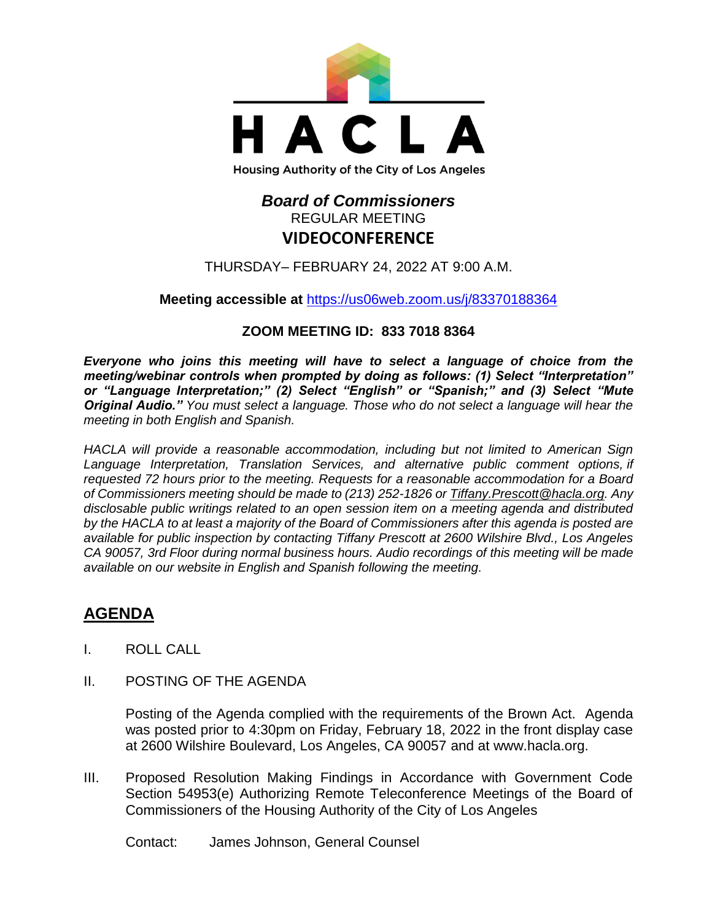# HACLA

Housing Authority of the City of Los Angeles

## *Board of Commissioners*

REGULAR MEETING

**VIDEOCONFERENCE**

THURSDAY– FEBRUARY 24, 2022 AT 9:00 A.M.

**Meeting accessible at** https://us06web.zoom.us/j/83370188364

**ZOOM MEETING ID: 833 7018 8364**

***Everyone who joins this meeting will have to select a language of choice from the meeting/webinar controls when prompted by doing as follows: (1) Select "Interpretation" or "Language Interpretation;" (2) Select "English" or "Spanish;" and (3) Select "Mute Original Audio."*** *You must select a language. Those who do not select a language will hear the meeting in both English and Spanish.*

*HACLA will provide a reasonable accommodation, including but not limited to American Sign Language Interpretation, Translation Services, and alternative public comment options, if requested 72 hours prior to the meeting. Requests for a reasonable accommodation for a Board of Commissioners meeting should be made to (213) 252-1826 or Tiffany.Prescott@hacla.org. Any disclosable public writings related to an open session item on a meeting agenda and distributed by the HACLA to at least a majority of the Board of Commissioners after this agenda is posted are available for public inspection by contacting Tiffany Prescott at 2600 Wilshire Blvd., Los Angeles CA 90057, 3rd Floor during normal business hours. Audio recordings of this meeting will be made available on our website in English and Spanish following the meeting.*

## AGENDA

I. ROLL CALL

II. POSTING OF THE AGENDA

Posting of the Agenda complied with the requirements of the Brown Act. Agenda was posted prior to 4:30pm on Friday, February 18, 2022 in the front display case at 2600 Wilshire Boulevard, Los Angeles, CA 90057 and at www.hacla.org.

III. Proposed Resolution Making Findings in Accordance with Government Code Section 54953(e) Authorizing Remote Teleconference Meetings of the Board of Commissioners of the Housing Authority of the City of Los Angeles

Contact: James Johnson, General Counsel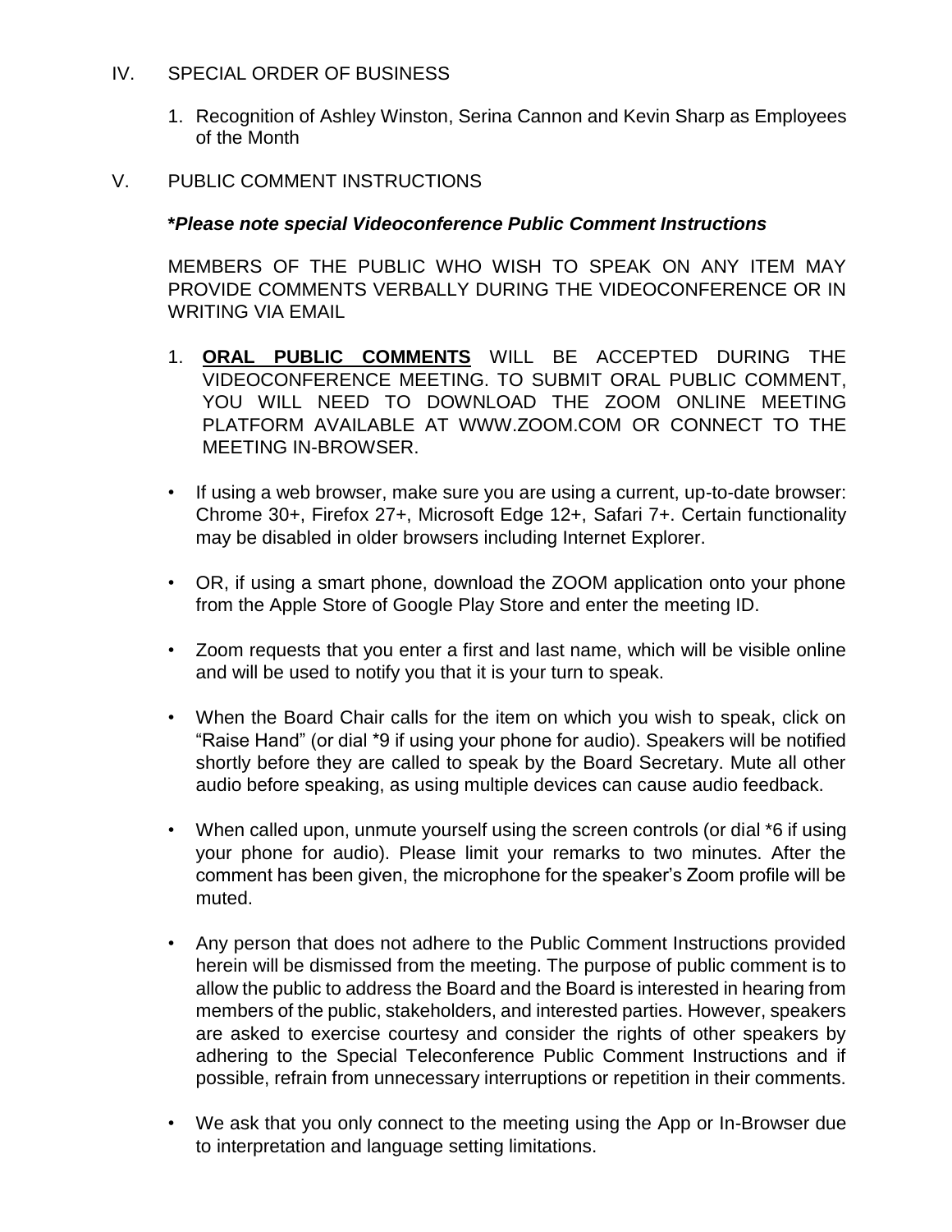IV. SPECIAL ORDER OF BUSINESS

1. Recognition of Ashley Winston, Serina Cannon and Kevin Sharp as Employees of the Month

V. PUBLIC COMMENT INSTRUCTIONS

***Please note special Videoconference Public Comment Instructions***

MEMBERS OF THE PUBLIC WHO WISH TO SPEAK ON ANY ITEM MAY PROVIDE COMMENTS VERBALLY DURING THE VIDEOCONFERENCE OR IN WRITING VIA EMAIL

1. **ORAL PUBLIC COMMENTS** WILL BE ACCEPTED DURING THE VIDEOCONFERENCE MEETING. TO SUBMIT ORAL PUBLIC COMMENT, YOU WILL NEED TO DOWNLOAD THE ZOOM ONLINE MEETING PLATFORM AVAILABLE AT WWW.ZOOM.COM OR CONNECT TO THE MEETING IN-BROWSER.

- If using a web browser, make sure you are using a current, up-to-date browser: Chrome 30+, Firefox 27+, Microsoft Edge 12+, Safari 7+. Certain functionality may be disabled in older browsers including Internet Explorer.
- OR, if using a smart phone, download the ZOOM application onto your phone from the Apple Store of Google Play Store and enter the meeting ID.
- Zoom requests that you enter a first and last name, which will be visible online and will be used to notify you that it is your turn to speak.
- When the Board Chair calls for the item on which you wish to speak, click on "Raise Hand" (or dial *9 if using your phone for audio). Speakers will be notified shortly before they are called to speak by the Board Secretary. Mute all other audio before speaking, as using multiple devices can cause audio feedback.
- When called upon, unmute yourself using the screen controls (or dial *6 if using your phone for audio). Please limit your remarks to two minutes. After the comment has been given, the microphone for the speaker's Zoom profile will be muted.
- Any person that does not adhere to the Public Comment Instructions provided herein will be dismissed from the meeting. The purpose of public comment is to allow the public to address the Board and the Board is interested in hearing from members of the public, stakeholders, and interested parties. However, speakers are asked to exercise courtesy and consider the rights of other speakers by adhering to the Special Teleconference Public Comment Instructions and if possible, refrain from unnecessary interruptions or repetition in their comments.
- We ask that you only connect to the meeting using the App or In-Browser due to interpretation and language setting limitations.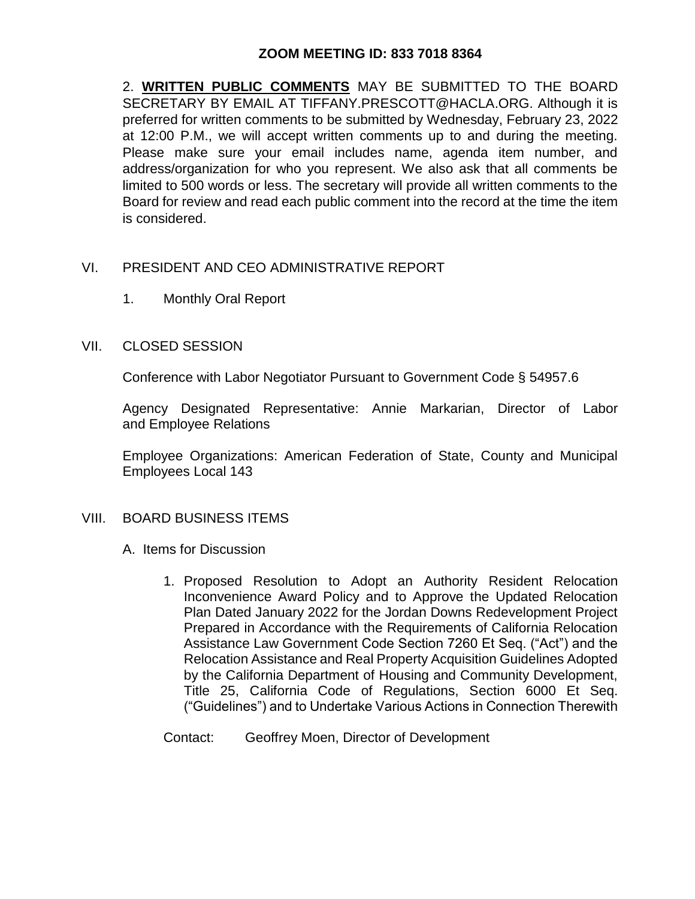**ZOOM MEETING ID: 833 7018 8364**

2. **WRITTEN PUBLIC COMMENTS** MAY BE SUBMITTED TO THE BOARD SECRETARY BY EMAIL AT TIFFANY.PRESCOTT@HACLA.ORG. Although it is preferred for written comments to be submitted by Wednesday, February 23, 2022 at 12:00 P.M., we will accept written comments up to and during the meeting. Please make sure your email includes name, agenda item number, and address/organization for who you represent. We also ask that all comments be limited to 500 words or less. The secretary will provide all written comments to the Board for review and read each public comment into the record at the time the item is considered.

VI. PRESIDENT AND CEO ADMINISTRATIVE REPORT

1. Monthly Oral Report

VII. CLOSED SESSION

Conference with Labor Negotiator Pursuant to Government Code § 54957.6

Agency Designated Representative: Annie Markarian, Director of Labor and Employee Relations

Employee Organizations: American Federation of State, County and Municipal Employees Local 143

VIII. BOARD BUSINESS ITEMS

A. Items for Discussion

1. Proposed Resolution to Adopt an Authority Resident Relocation Inconvenience Award Policy and to Approve the Updated Relocation Plan Dated January 2022 for the Jordan Downs Redevelopment Project Prepared in Accordance with the Requirements of California Relocation Assistance Law Government Code Section 7260 Et Seq. ("Act") and the Relocation Assistance and Real Property Acquisition Guidelines Adopted by the California Department of Housing and Community Development, Title 25, California Code of Regulations, Section 6000 Et Seq. ("Guidelines") and to Undertake Various Actions in Connection Therewith

Contact: Geoffrey Moen, Director of Development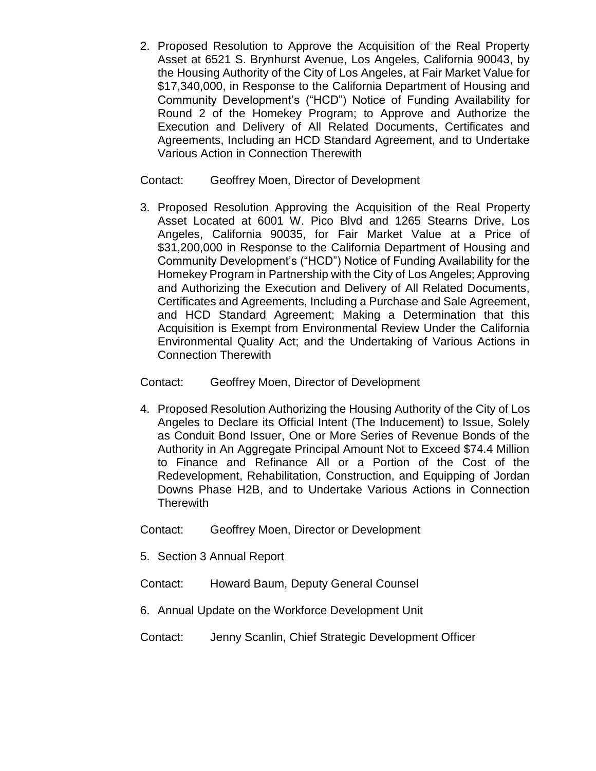2. Proposed Resolution to Approve the Acquisition of the Real Property Asset at 6521 S. Brynhurst Avenue, Los Angeles, California 90043, by the Housing Authority of the City of Los Angeles, at Fair Market Value for $17,340,000, in Response to the California Department of Housing and Community Development's ("HCD") Notice of Funding Availability for Round 2 of the Homekey Program; to Approve and Authorize the Execution and Delivery of All Related Documents, Certificates and Agreements, Including an HCD Standard Agreement, and to Undertake Various Action in Connection Therewith

   Contact: Geoffrey Moen, Director of Development

3. Proposed Resolution Approving the Acquisition of the Real Property Asset Located at 6001 W. Pico Blvd and 1265 Stearns Drive, Los Angeles, California 90035, for Fair Market Value at a Price of $31,200,000 in Response to the California Department of Housing and Community Development's ("HCD") Notice of Funding Availability for the Homekey Program in Partnership with the City of Los Angeles; Approving and Authorizing the Execution and Delivery of All Related Documents, Certificates and Agreements, Including a Purchase and Sale Agreement, and HCD Standard Agreement; Making a Determination that this Acquisition is Exempt from Environmental Review Under the California Environmental Quality Act; and the Undertaking of Various Actions in Connection Therewith

   Contact: Geoffrey Moen, Director of Development

4. Proposed Resolution Authorizing the Housing Authority of the City of Los Angeles to Declare its Official Intent (The Inducement) to Issue, Solely as Conduit Bond Issuer, One or More Series of Revenue Bonds of the Authority in An Aggregate Principal Amount Not to Exceed $74.4 Million to Finance and Refinance All or a Portion of the Cost of the Redevelopment, Rehabilitation, Construction, and Equipping of Jordan Downs Phase H2B, and to Undertake Various Actions in Connection Therewith

   Contact: Geoffrey Moen, Director or Development

5. Section 3 Annual Report

   Contact: Howard Baum, Deputy General Counsel

6. Annual Update on the Workforce Development Unit

   Contact: Jenny Scanlin, Chief Strategic Development Officer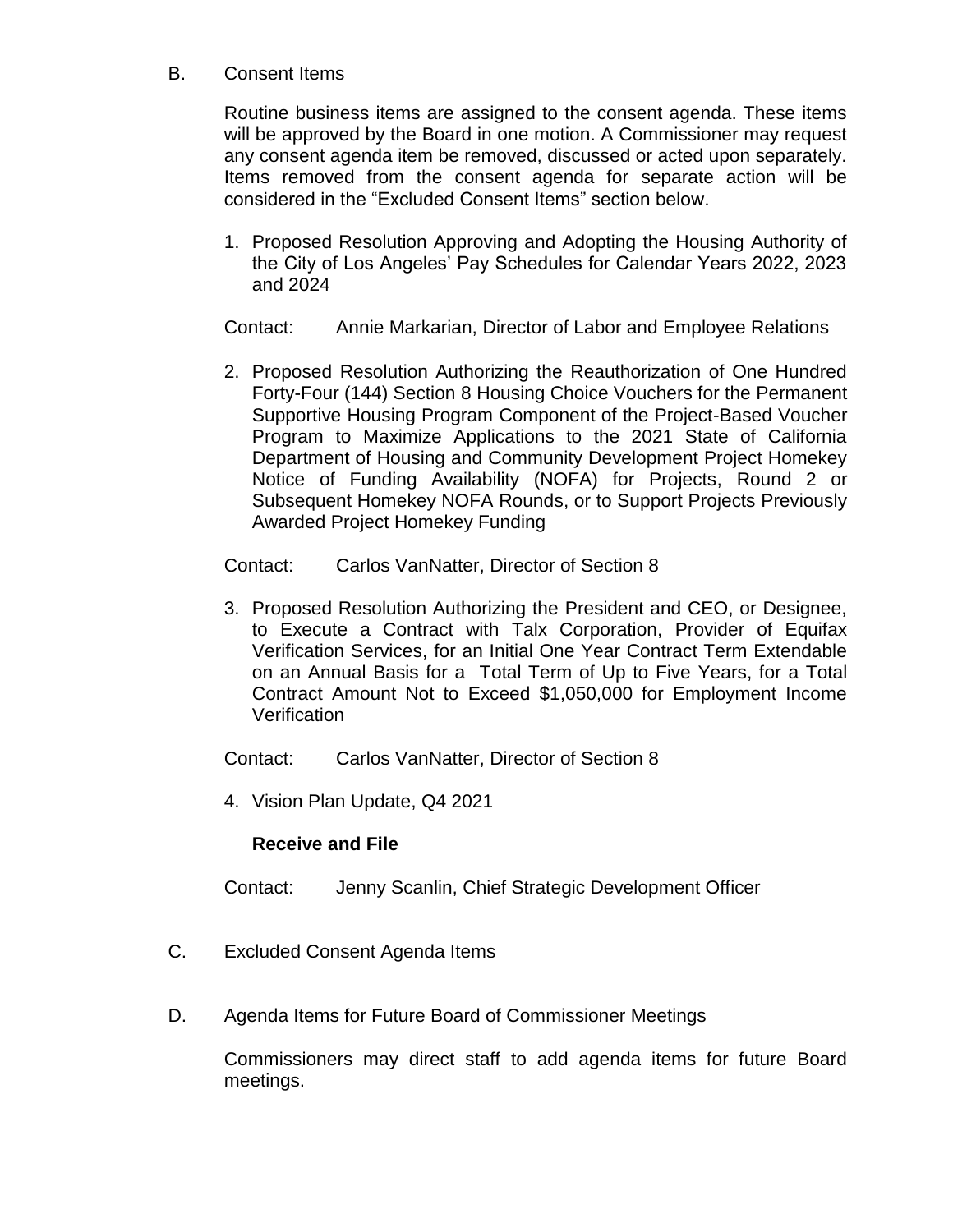B. Consent Items

Routine business items are assigned to the consent agenda. These items will be approved by the Board in one motion. A Commissioner may request any consent agenda item be removed, discussed or acted upon separately. Items removed from the consent agenda for separate action will be considered in the "Excluded Consent Items" section below.

1. Proposed Resolution Approving and Adopting the Housing Authority of the City of Los Angeles' Pay Schedules for Calendar Years 2022, 2023 and 2024

   Contact: Annie Markarian, Director of Labor and Employee Relations

2. Proposed Resolution Authorizing the Reauthorization of One Hundred Forty-Four (144) Section 8 Housing Choice Vouchers for the Permanent Supportive Housing Program Component of the Project-Based Voucher Program to Maximize Applications to the 2021 State of California Department of Housing and Community Development Project Homekey Notice of Funding Availability (NOFA) for Projects, Round 2 or Subsequent Homekey NOFA Rounds, or to Support Projects Previously Awarded Project Homekey Funding

   Contact: Carlos VanNatter, Director of Section 8

3. Proposed Resolution Authorizing the President and CEO, or Designee, to Execute a Contract with Talx Corporation, Provider of Equifax Verification Services, for an Initial One Year Contract Term Extendable on an Annual Basis for a Total Term of Up to Five Years, for a Total Contract Amount Not to Exceed $1,050,000 for Employment Income Verification

   Contact: Carlos VanNatter, Director of Section 8

4. Vision Plan Update, Q4 2021

   **Receive and File**

   Contact: Jenny Scanlin, Chief Strategic Development Officer

C. Excluded Consent Agenda Items

D. Agenda Items for Future Board of Commissioner Meetings

Commissioners may direct staff to add agenda items for future Board meetings.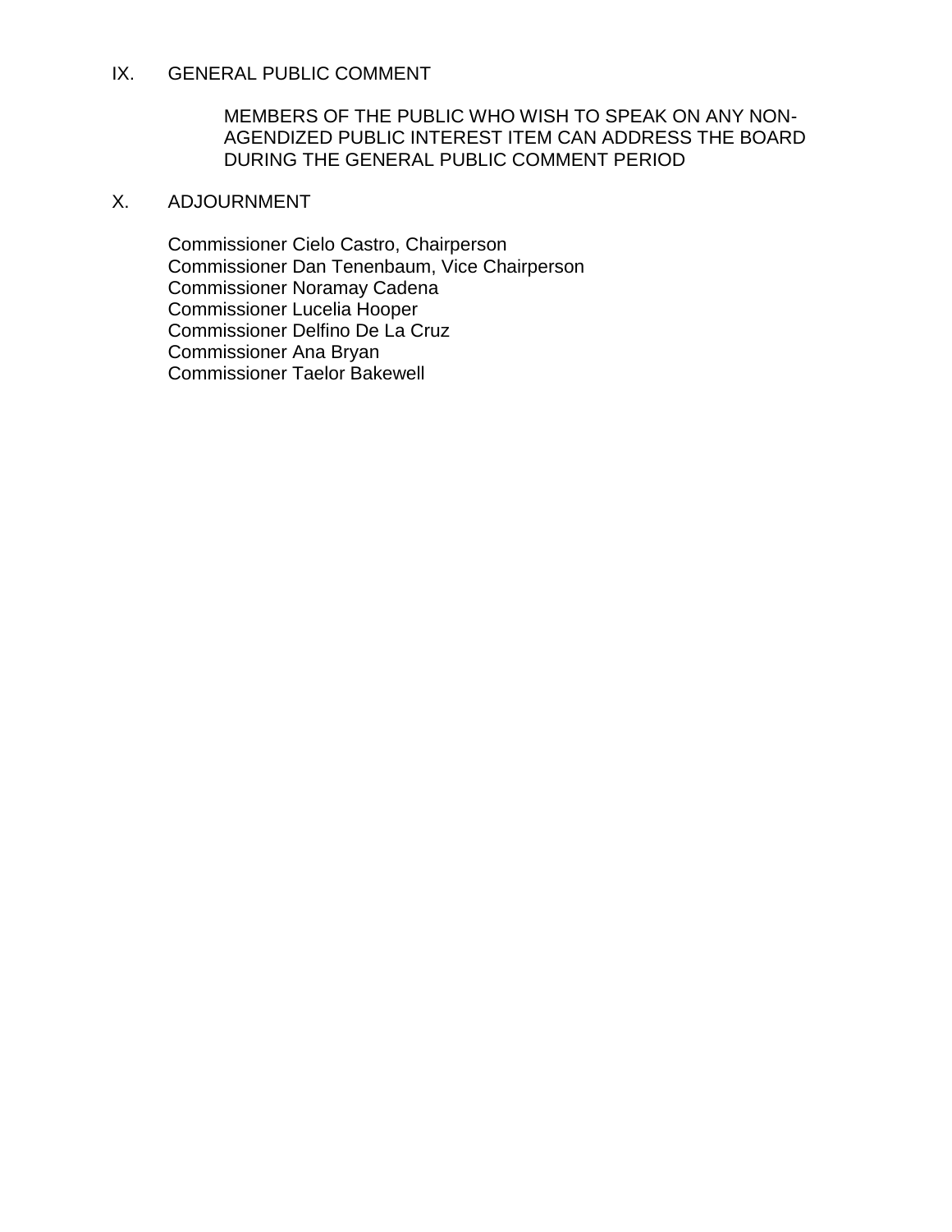## IX. GENERAL PUBLIC COMMENT

MEMBERS OF THE PUBLIC WHO WISH TO SPEAK ON ANY NON-AGENDIZED PUBLIC INTEREST ITEM CAN ADDRESS THE BOARD DURING THE GENERAL PUBLIC COMMENT PERIOD

## X. ADJOURNMENT

Commissioner Cielo Castro, Chairperson
Commissioner Dan Tenenbaum, Vice Chairperson
Commissioner Noramay Cadena
Commissioner Lucelia Hooper
Commissioner Delfino De La Cruz
Commissioner Ana Bryan
Commissioner Taelor Bakewell